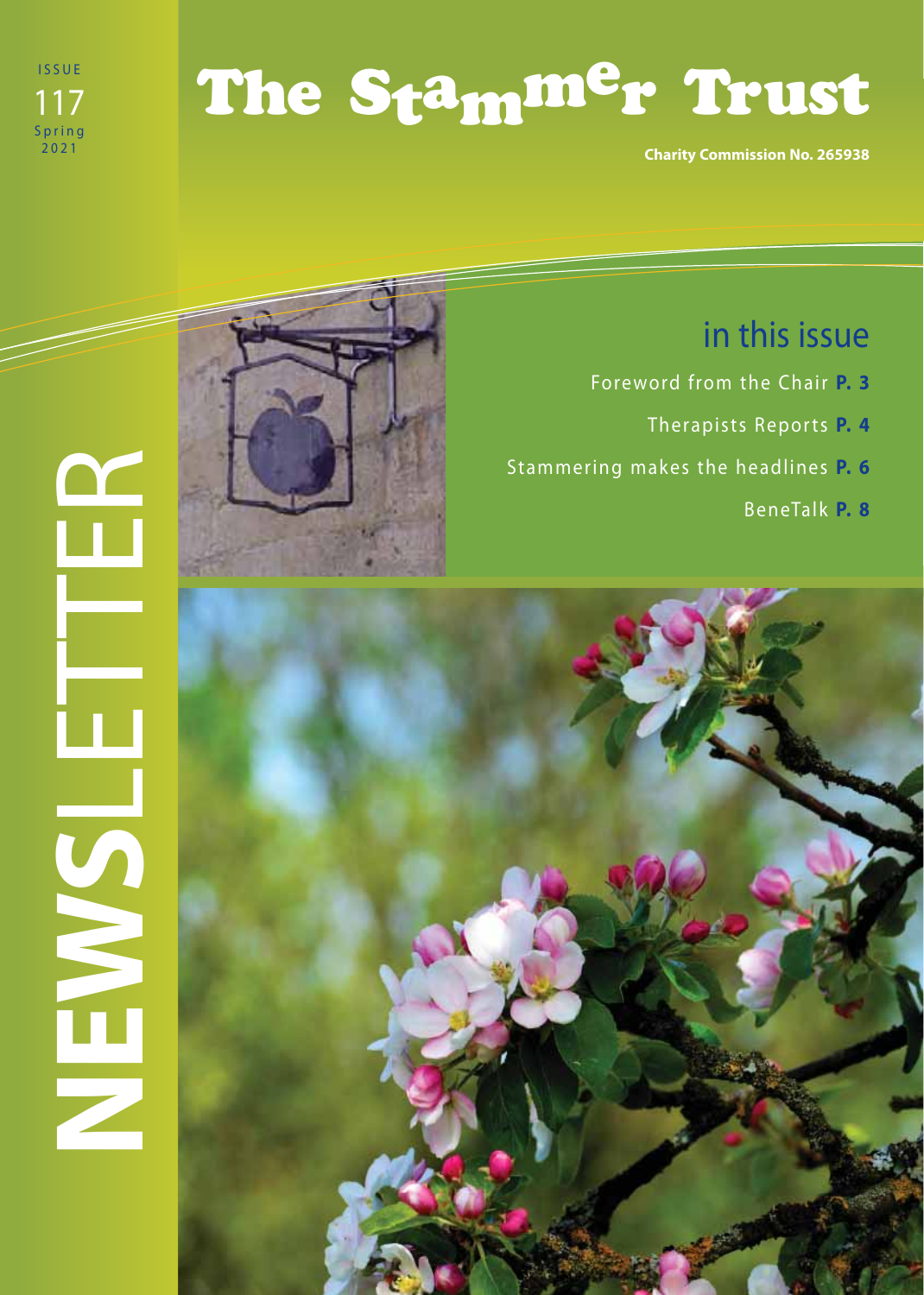ISSUE 117 Spring 2021

# The Stammer Trust

**Charity Commission No. 265938**

# NEWSLETTER

## in this issue

- Foreword from the Chair **P. 3**
- Therapists Reports **P. 4**
- Stammering makes the headlines **P. 6**
- BeneTalk **P. 8**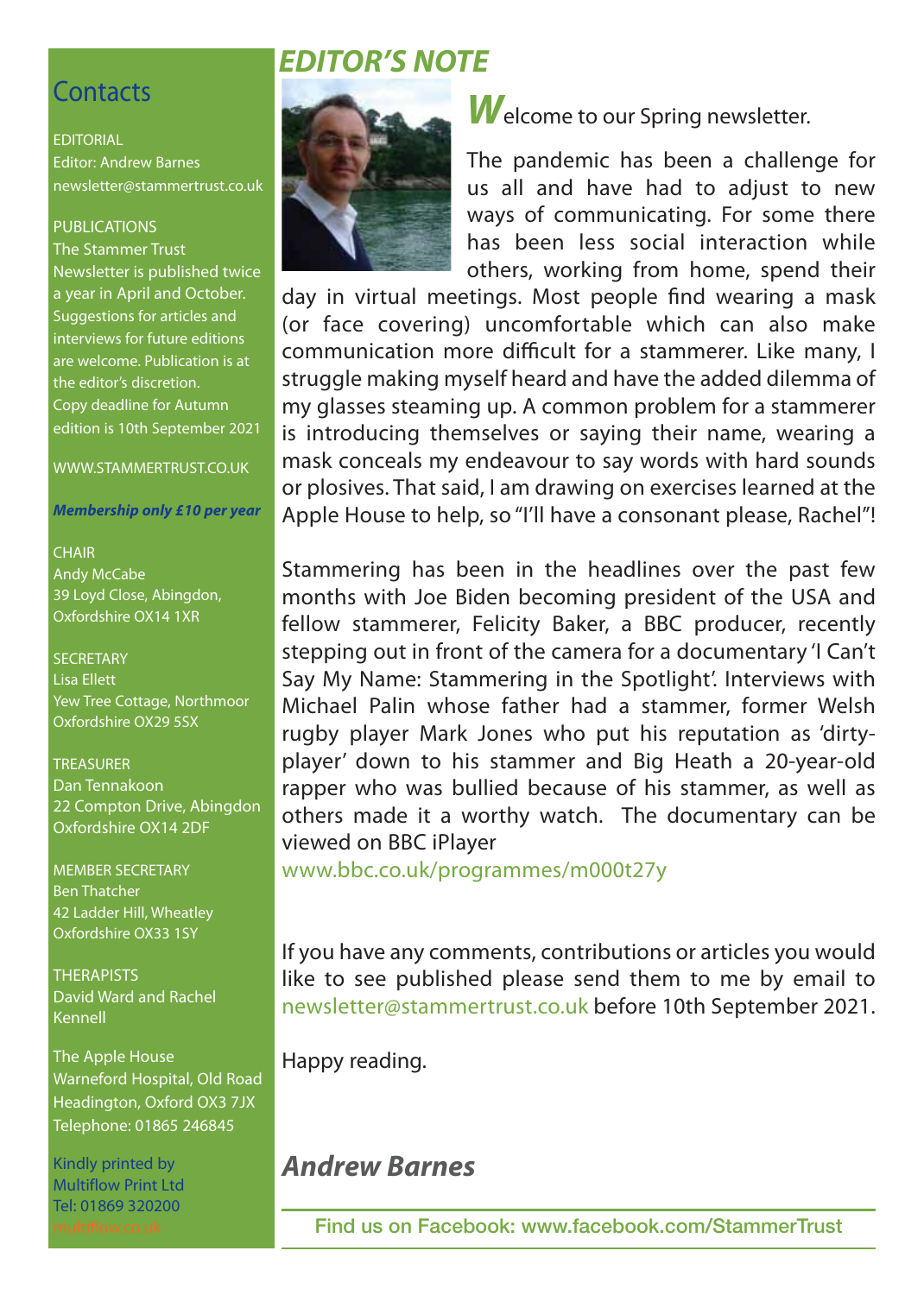## Contacts

EDITORIAL
Editor: Andrew Barnes
newsletter@stammertrust.co.uk

PUBLICATIONS
The Stammer Trust Newsletter is published twice a year in April and October. Suggestions for articles and interviews for future editions are welcome. Publication is at the editor's discretion.
Copy deadline for Autumn edition is 10th September 2021

WWW.STAMMERTRUST.CO.UK

***Membership only £10 per year***

CHAIR
Andy McCabe
39 Loyd Close, Abingdon, Oxfordshire OX14 1XR

SECRETARY
Lisa Ellett
Yew Tree Cottage, Northmoor
Oxfordshire OX29 5SX

TREASURER
Dan Tennakoon
22 Compton Drive, Abingdon
Oxfordshire OX14 2DF

MEMBER SECRETARY
Ben Thatcher
42 Ladder Hill, Wheatley
Oxfordshire OX33 1SY

THERAPISTS
David Ward and Rachel Kennell

The Apple House
Warneford Hospital, Old Road
Headington, Oxford OX3 7JX
Telephone: 01865 246845

Kindly printed by
Multiflow Print Ltd
Tel: 01869 320200
multiflow.co.uk

# *EDITOR'S NOTE*

Welcome to our Spring newsletter.

The pandemic has been a challenge for us all and have had to adjust to new ways of communicating. For some there has been less social interaction while others, working from home, spend their day in virtual meetings. Most people find wearing a mask (or face covering) uncomfortable which can also make communication more difficult for a stammerer. Like many, I struggle making myself heard and have the added dilemma of my glasses steaming up. A common problem for a stammerer is introducing themselves or saying their name, wearing a mask conceals my endeavour to say words with hard sounds or plosives. That said, I am drawing on exercises learned at the Apple House to help, so "I'll have a consonant please, Rachel"!

Stammering has been in the headlines over the past few months with Joe Biden becoming president of the USA and fellow stammerer, Felicity Baker, a BBC producer, recently stepping out in front of the camera for a documentary 'I Can't Say My Name: Stammering in the Spotlight'. Interviews with Michael Palin whose father had a stammer, former Welsh rugby player Mark Jones who put his reputation as 'dirty-player' down to his stammer and Big Heath a 20-year-old rapper who was bullied because of his stammer, as well as others made it a worthy watch. The documentary can be viewed on BBC iPlayer
www.bbc.co.uk/programmes/m000t27y

If you have any comments, contributions or articles you would like to see published please send them to me by email to newsletter@stammertrust.co.uk before 10th September 2021.

Happy reading.

***Andrew Barnes***

Find us on Facebook: www.facebook.com/StammerTrust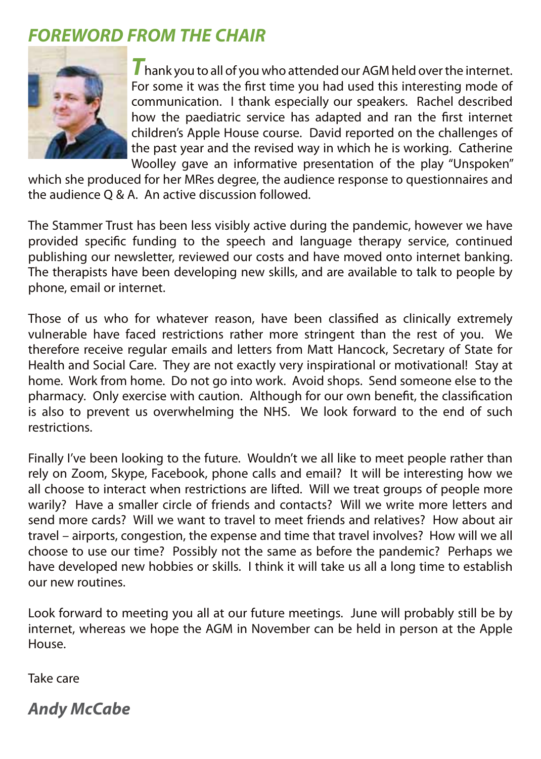## *FOREWORD FROM THE CHAIR*

Thank you to all of you who attended our AGM held over the internet. For some it was the first time you had used this interesting mode of communication. I thank especially our speakers. Rachel described how the paediatric service has adapted and ran the first internet children's Apple House course. David reported on the challenges of the past year and the revised way in which he is working. Catherine Woolley gave an informative presentation of the play "Unspoken" which she produced for her MRes degree, the audience response to questionnaires and the audience Q & A. An active discussion followed.

The Stammer Trust has been less visibly active during the pandemic, however we have provided specific funding to the speech and language therapy service, continued publishing our newsletter, reviewed our costs and have moved onto internet banking. The therapists have been developing new skills, and are available to talk to people by phone, email or internet.

Those of us who for whatever reason, have been classified as clinically extremely vulnerable have faced restrictions rather more stringent than the rest of you. We therefore receive regular emails and letters from Matt Hancock, Secretary of State for Health and Social Care. They are not exactly very inspirational or motivational! Stay at home. Work from home. Do not go into work. Avoid shops. Send someone else to the pharmacy. Only exercise with caution. Although for our own benefit, the classification is also to prevent us overwhelming the NHS. We look forward to the end of such restrictions.

Finally I've been looking to the future. Wouldn't we all like to meet people rather than rely on Zoom, Skype, Facebook, phone calls and email? It will be interesting how we all choose to interact when restrictions are lifted. Will we treat groups of people more warily? Have a smaller circle of friends and contacts? Will we write more letters and send more cards? Will we want to travel to meet friends and relatives? How about air travel – airports, congestion, the expense and time that travel involves? How will we all choose to use our time? Possibly not the same as before the pandemic? Perhaps we have developed new hobbies or skills. I think it will take us all a long time to establish our new routines.

Look forward to meeting you all at our future meetings. June will probably still be by internet, whereas we hope the AGM in November can be held in person at the Apple House.

Take care

***Andy McCabe***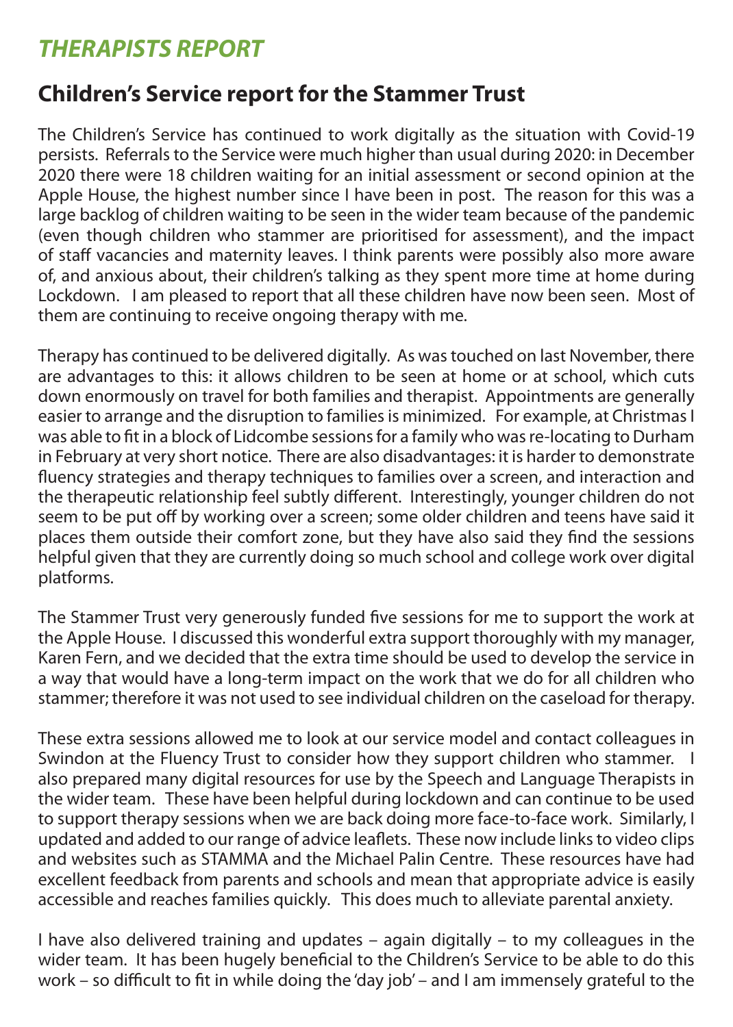## *THERAPISTS REPORT*

## Children's Service report for the Stammer Trust

The Children's Service has continued to work digitally as the situation with Covid-19 persists. Referrals to the Service were much higher than usual during 2020: in December 2020 there were 18 children waiting for an initial assessment or second opinion at the Apple House, the highest number since I have been in post. The reason for this was a large backlog of children waiting to be seen in the wider team because of the pandemic (even though children who stammer are prioritised for assessment), and the impact of staff vacancies and maternity leaves. I think parents were possibly also more aware of, and anxious about, their children's talking as they spent more time at home during Lockdown. I am pleased to report that all these children have now been seen. Most of them are continuing to receive ongoing therapy with me.

Therapy has continued to be delivered digitally. As was touched on last November, there are advantages to this: it allows children to be seen at home or at school, which cuts down enormously on travel for both families and therapist. Appointments are generally easier to arrange and the disruption to families is minimized. For example, at Christmas I was able to fit in a block of Lidcombe sessions for a family who was re-locating to Durham in February at very short notice. There are also disadvantages: it is harder to demonstrate fluency strategies and therapy techniques to families over a screen, and interaction and the therapeutic relationship feel subtly different. Interestingly, younger children do not seem to be put off by working over a screen; some older children and teens have said it places them outside their comfort zone, but they have also said they find the sessions helpful given that they are currently doing so much school and college work over digital platforms.

The Stammer Trust very generously funded five sessions for me to support the work at the Apple House. I discussed this wonderful extra support thoroughly with my manager, Karen Fern, and we decided that the extra time should be used to develop the service in a way that would have a long-term impact on the work that we do for all children who stammer; therefore it was not used to see individual children on the caseload for therapy.

These extra sessions allowed me to look at our service model and contact colleagues in Swindon at the Fluency Trust to consider how they support children who stammer. I also prepared many digital resources for use by the Speech and Language Therapists in the wider team. These have been helpful during lockdown and can continue to be used to support therapy sessions when we are back doing more face-to-face work. Similarly, I updated and added to our range of advice leaflets. These now include links to video clips and websites such as STAMMA and the Michael Palin Centre. These resources have had excellent feedback from parents and schools and mean that appropriate advice is easily accessible and reaches families quickly. This does much to alleviate parental anxiety.

I have also delivered training and updates – again digitally – to my colleagues in the wider team. It has been hugely beneficial to the Children's Service to be able to do this work – so difficult to fit in while doing the 'day job' – and I am immensely grateful to the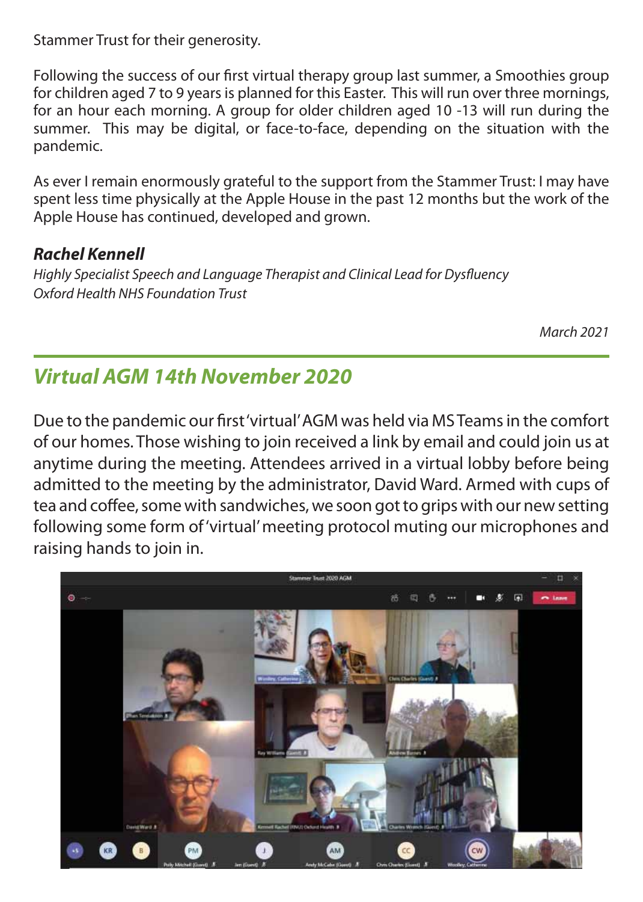Stammer Trust for their generosity.

Following the success of our first virtual therapy group last summer, a Smoothies group for children aged 7 to 9 years is planned for this Easter. This will run over three mornings, for an hour each morning. A group for older children aged 10 -13 will run during the summer. This may be digital, or face-to-face, depending on the situation with the pandemic.

As ever I remain enormously grateful to the support from the Stammer Trust: I may have spent less time physically at the Apple House in the past 12 months but the work of the Apple House has continued, developed and grown.

***Rachel Kennell***
*Highly Specialist Speech and Language Therapist and Clinical Lead for Dysfluency*
*Oxford Health NHS Foundation Trust*

*March 2021*

## Virtual AGM 14th November 2020

Due to the pandemic our first 'virtual' AGM was held via MS Teams in the comfort of our homes. Those wishing to join received a link by email and could join us at anytime during the meeting. Attendees arrived in a virtual lobby before being admitted to the meeting by the administrator, David Ward. Armed with cups of tea and coffee, some with sandwiches, we soon got to grips with our new setting following some form of 'virtual' meeting protocol muting our microphones and raising hands to join in.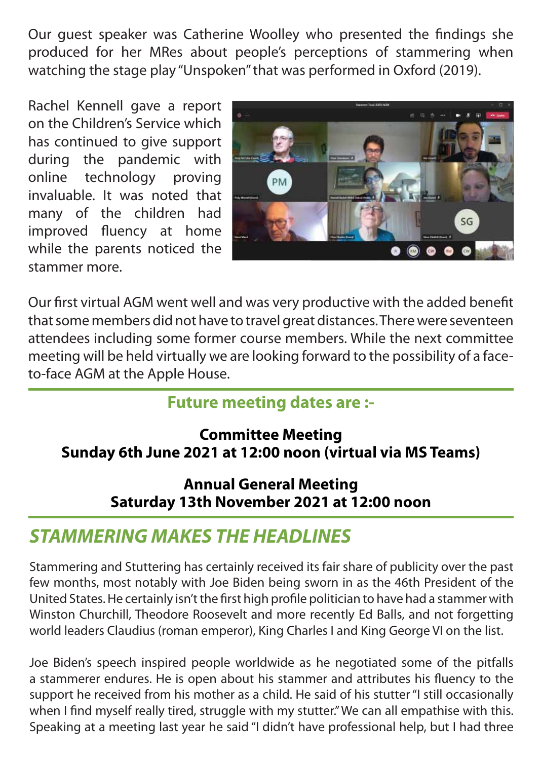Our guest speaker was Catherine Woolley who presented the findings she produced for her MRes about people's perceptions of stammering when watching the stage play "Unspoken" that was performed in Oxford (2019).

Rachel Kennell gave a report on the Children's Service which has continued to give support during the pandemic with online technology proving invaluable. It was noted that many of the children had improved fluency at home while the parents noticed the stammer more.

Our first virtual AGM went well and was very productive with the added benefit that some members did not have to travel great distances. There were seventeen attendees including some former course members. While the next committee meeting will be held virtually we are looking forward to the possibility of a face-to-face AGM at the Apple House.

## Future meeting dates are :-

**Committee Meeting**
**Sunday 6th June 2021 at 12:00 noon (virtual via MS Teams)**

**Annual General Meeting**
**Saturday 13th November 2021 at 12:00 noon**

## *STAMMERING MAKES THE HEADLINES*

Stammering and Stuttering has certainly received its fair share of publicity over the past few months, most notably with Joe Biden being sworn in as the 46th President of the United States. He certainly isn't the first high profile politician to have had a stammer with Winston Churchill, Theodore Roosevelt and more recently Ed Balls, and not forgetting world leaders Claudius (roman emperor), King Charles I and King George VI on the list.

Joe Biden's speech inspired people worldwide as he negotiated some of the pitfalls a stammerer endures. He is open about his stammer and attributes his fluency to the support he received from his mother as a child. He said of his stutter "I still occasionally when I find myself really tired, struggle with my stutter." We can all empathise with this. Speaking at a meeting last year he said "I didn't have professional help, but I had three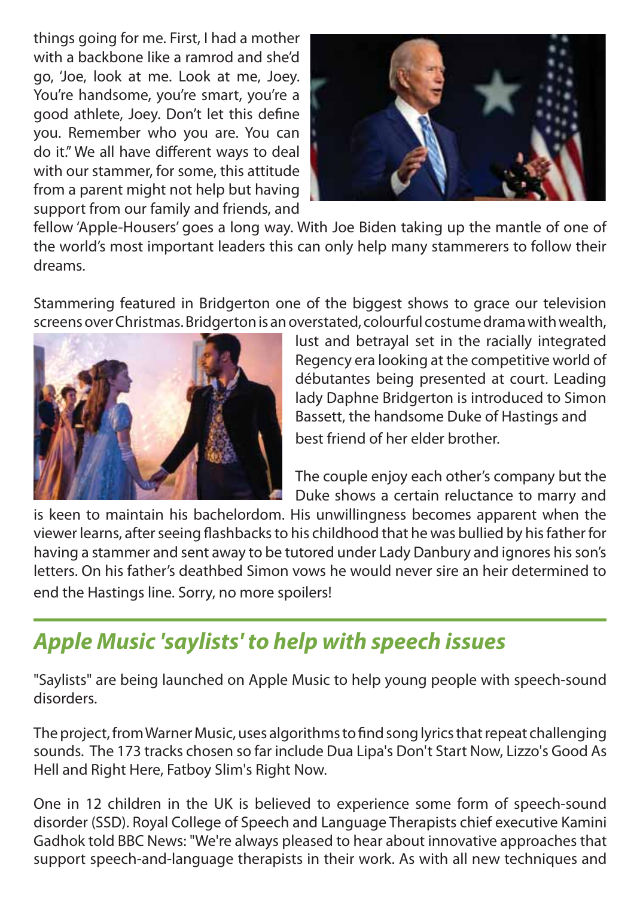things going for me. First, I had a mother with a backbone like a ramrod and she'd go, 'Joe, look at me. Look at me, Joey. You're handsome, you're smart, you're a good athlete, Joey. Don't let this define you. Remember who you are. You can do it." We all have different ways to deal with our stammer, for some, this attitude from a parent might not help but having support from our family and friends, and fellow 'Apple-Housers' goes a long way. With Joe Biden taking up the mantle of one of the world's most important leaders this can only help many stammerers to follow their dreams.

Stammering featured in Bridgerton one of the biggest shows to grace our television screens over Christmas. Bridgerton is an overstated, colourful costume drama with wealth, lust and betrayal set in the racially integrated Regency era looking at the competitive world of débutantes being presented at court. Leading lady Daphne Bridgerton is introduced to Simon Bassett, the handsome Duke of Hastings and best friend of her elder brother.

The couple enjoy each other's company but the Duke shows a certain reluctance to marry and is keen to maintain his bachelordom. His unwillingness becomes apparent when the viewer learns, after seeing flashbacks to his childhood that he was bullied by his father for having a stammer and sent away to be tutored under Lady Danbury and ignores his son's letters. On his father's deathbed Simon vows he would never sire an heir determined to end the Hastings line. Sorry, no more spoilers!

## *Apple Music 'saylists' to help with speech issues*

"Saylists" are being launched on Apple Music to help young people with speech-sound disorders.

The project, from Warner Music, uses algorithms to find song lyrics that repeat challenging sounds. The 173 tracks chosen so far include Dua Lipa's Don't Start Now, Lizzo's Good As Hell and Right Here, Fatboy Slim's Right Now.

One in 12 children in the UK is believed to experience some form of speech-sound disorder (SSD). Royal College of Speech and Language Therapists chief executive Kamini Gadhok told BBC News: "We're always pleased to hear about innovative approaches that support speech-and-language therapists in their work. As with all new techniques and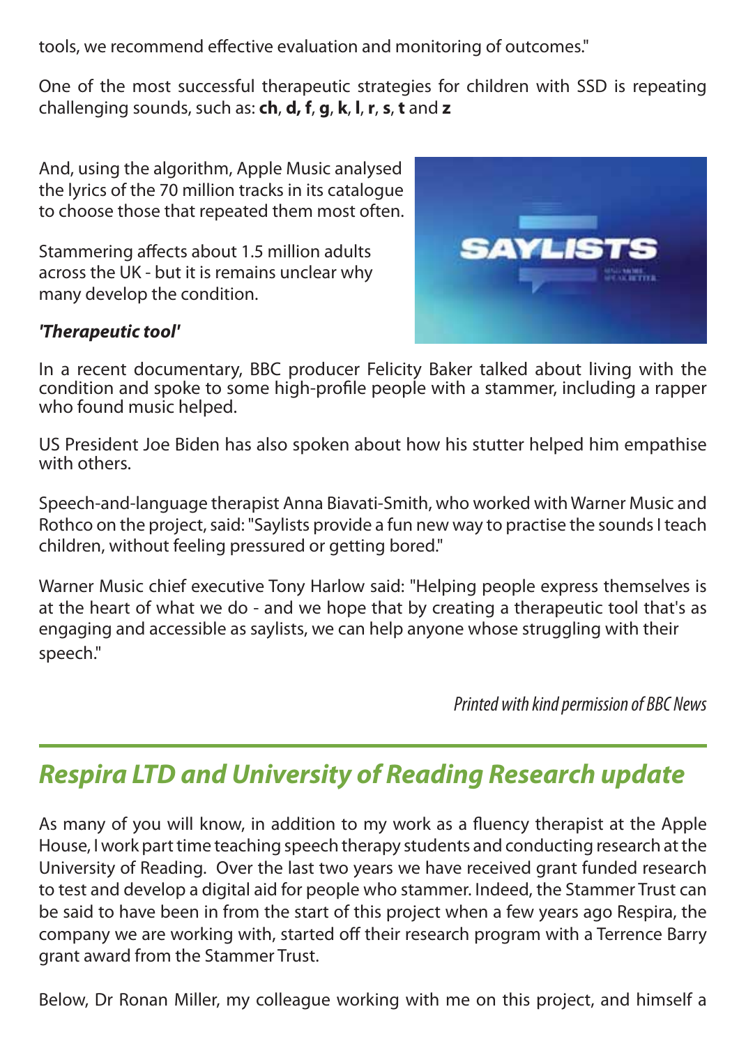tools, we recommend effective evaluation and monitoring of outcomes."

One of the most successful therapeutic strategies for children with SSD is repeating challenging sounds, such as: **ch**, **d, f**, **g**, **k**, **l**, **r**, **s**, **t** and **z**

And, using the algorithm, Apple Music analysed the lyrics of the 70 million tracks in its catalogue to choose those that repeated them most often.

Stammering affects about 1.5 million adults across the UK - but it is remains unclear why many develop the condition.

***'Therapeutic tool'***

In a recent documentary, BBC producer Felicity Baker talked about living with the condition and spoke to some high-profile people with a stammer, including a rapper who found music helped.

US President Joe Biden has also spoken about how his stutter helped him empathise with others.

Speech-and-language therapist Anna Biavati-Smith, who worked with Warner Music and Rothco on the project, said: "Saylists provide a fun new way to practise the sounds I teach children, without feeling pressured or getting bored."

Warner Music chief executive Tony Harlow said: "Helping people express themselves is at the heart of what we do - and we hope that by creating a therapeutic tool that's as engaging and accessible as saylists, we can help anyone whose struggling with their speech."

*Printed with kind permission of BBC News*

## *Respira LTD and University of Reading Research update*

As many of you will know, in addition to my work as a fluency therapist at the Apple House, I work part time teaching speech therapy students and conducting research at the University of Reading. Over the last two years we have received grant funded research to test and develop a digital aid for people who stammer. Indeed, the Stammer Trust can be said to have been in from the start of this project when a few years ago Respira, the company we are working with, started off their research program with a Terrence Barry grant award from the Stammer Trust.

Below, Dr Ronan Miller, my colleague working with me on this project, and himself a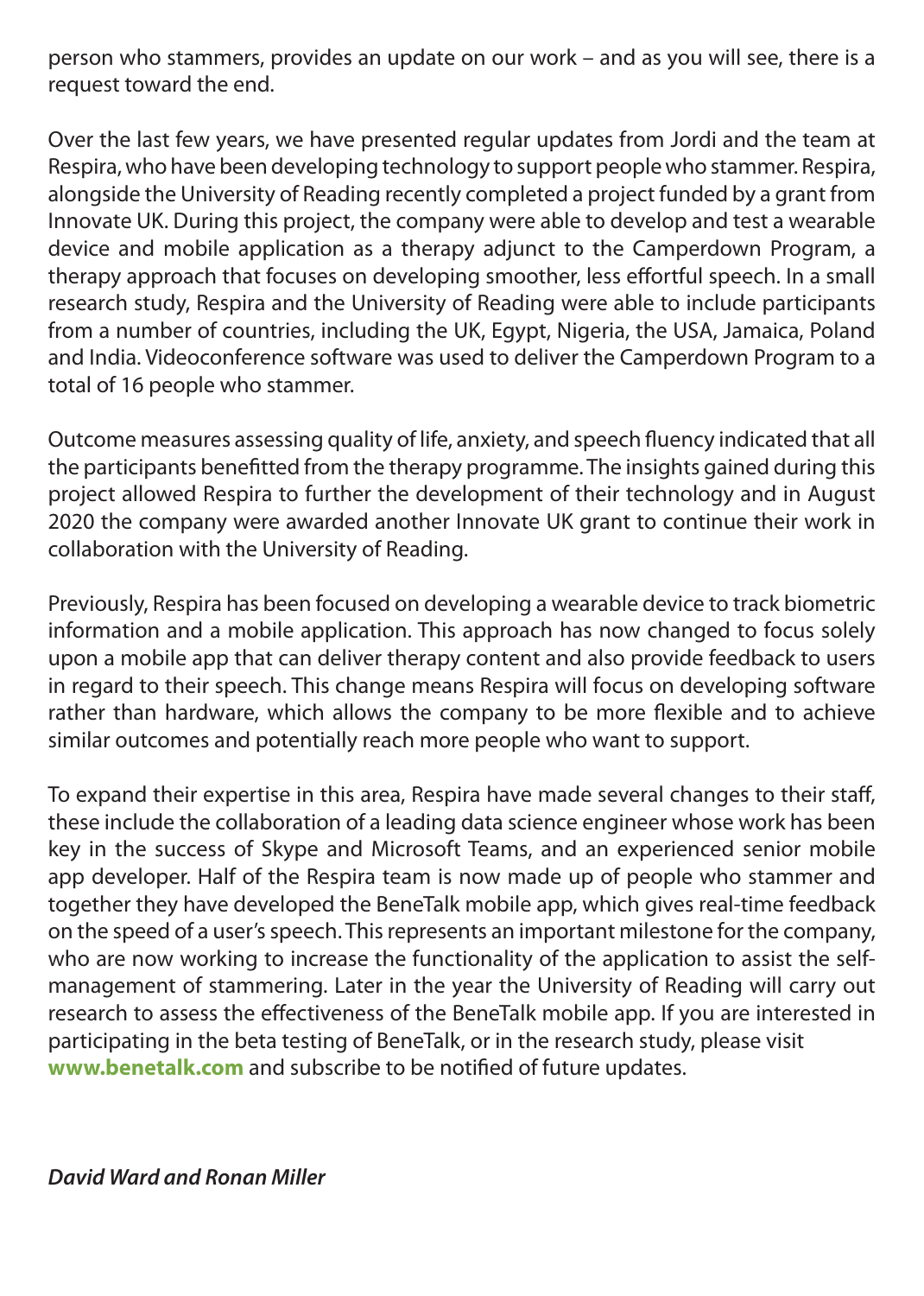person who stammers, provides an update on our work – and as you will see, there is a request toward the end.

Over the last few years, we have presented regular updates from Jordi and the team at Respira, who have been developing technology to support people who stammer. Respira, alongside the University of Reading recently completed a project funded by a grant from Innovate UK. During this project, the company were able to develop and test a wearable device and mobile application as a therapy adjunct to the Camperdown Program, a therapy approach that focuses on developing smoother, less effortful speech. In a small research study, Respira and the University of Reading were able to include participants from a number of countries, including the UK, Egypt, Nigeria, the USA, Jamaica, Poland and India. Videoconference software was used to deliver the Camperdown Program to a total of 16 people who stammer.

Outcome measures assessing quality of life, anxiety, and speech fluency indicated that all the participants benefitted from the therapy programme. The insights gained during this project allowed Respira to further the development of their technology and in August 2020 the company were awarded another Innovate UK grant to continue their work in collaboration with the University of Reading.

Previously, Respira has been focused on developing a wearable device to track biometric information and a mobile application. This approach has now changed to focus solely upon a mobile app that can deliver therapy content and also provide feedback to users in regard to their speech. This change means Respira will focus on developing software rather than hardware, which allows the company to be more flexible and to achieve similar outcomes and potentially reach more people who want to support.

To expand their expertise in this area, Respira have made several changes to their staff, these include the collaboration of a leading data science engineer whose work has been key in the success of Skype and Microsoft Teams, and an experienced senior mobile app developer. Half of the Respira team is now made up of people who stammer and together they have developed the BeneTalk mobile app, which gives real-time feedback on the speed of a user's speech. This represents an important milestone for the company, who are now working to increase the functionality of the application to assist the self-management of stammering. Later in the year the University of Reading will carry out research to assess the effectiveness of the BeneTalk mobile app. If you are interested in participating in the beta testing of BeneTalk, or in the research study, please visit **www.benetalk.com** and subscribe to be notified of future updates.

***David Ward and Ronan Miller***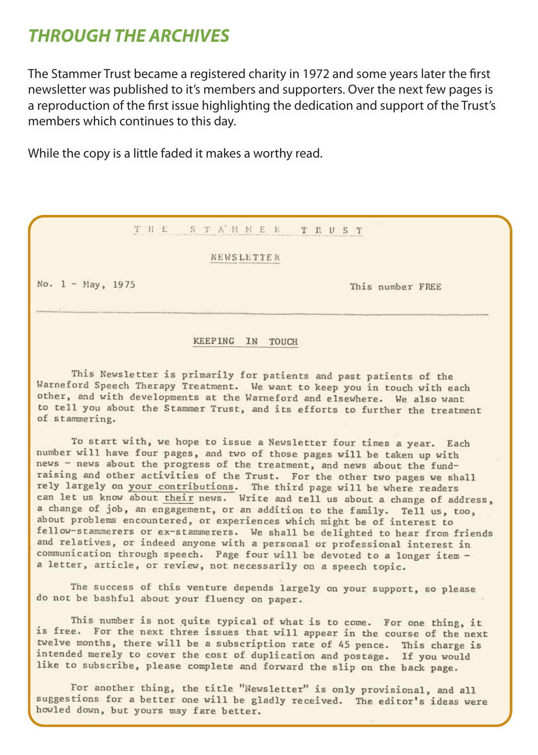## *THROUGH THE ARCHIVES*

The Stammer Trust became a registered charity in 1972 and some years later the first newsletter was published to it's members and supporters. Over the next few pages is a reproduction of the first issue highlighting the dedication and support of the Trust's members which continues to this day.

While the copy is a little faded it makes a worthy read.

THE STAMMER TRUST

NEWSLETTER

No. 1 - May, 1975 This number FREE

---

### KEEPING IN TOUCH

This Newsletter is primarily for patients and past patients of the Warneford Speech Therapy Treatment. We want to keep you in touch with each other, and with developments at the Warneford and elsewhere. We also want to tell you about the Stammer Trust, and its efforts to further the treatment of stammering.

To start with, we hope to issue a Newsletter four times a year. Each number will have four pages, and two of those pages will be taken up with news - news about the progress of the treatment, and news about the fund-raising and other activities of the Trust. For the other two pages we shall rely largely on your contributions. The third page will be where readers can let us know about their news. Write and tell us about a change of address, a change of job, an engagement, or an addition to the family. Tell us, too, about problems encountered, or experiences which might be of interest to fellow-stammerers or ex-stammerers. We shall be delighted to hear from friends and relatives, or indeed anyone with a personal or professional interest in communication through speech. Page four will be devoted to a longer item - a letter, article, or review, not necessarily on a speech topic.

The success of this venture depends largely on your support, so please do not be bashful about your fluency on paper.

This number is not quite typical of what is to come. For one thing, it is free. For the next three issues that will appear in the course of the next twelve months, there will be a subscription rate of 45 pence. This charge is intended merely to cover the cost of duplication and postage. If you would like to subscribe, please complete and forward the slip on the back page.

For another thing, the title "Newsletter" is only provisional, and all suggestions for a better one will be gladly received. The editor's ideas were howled down, but yours may fare better.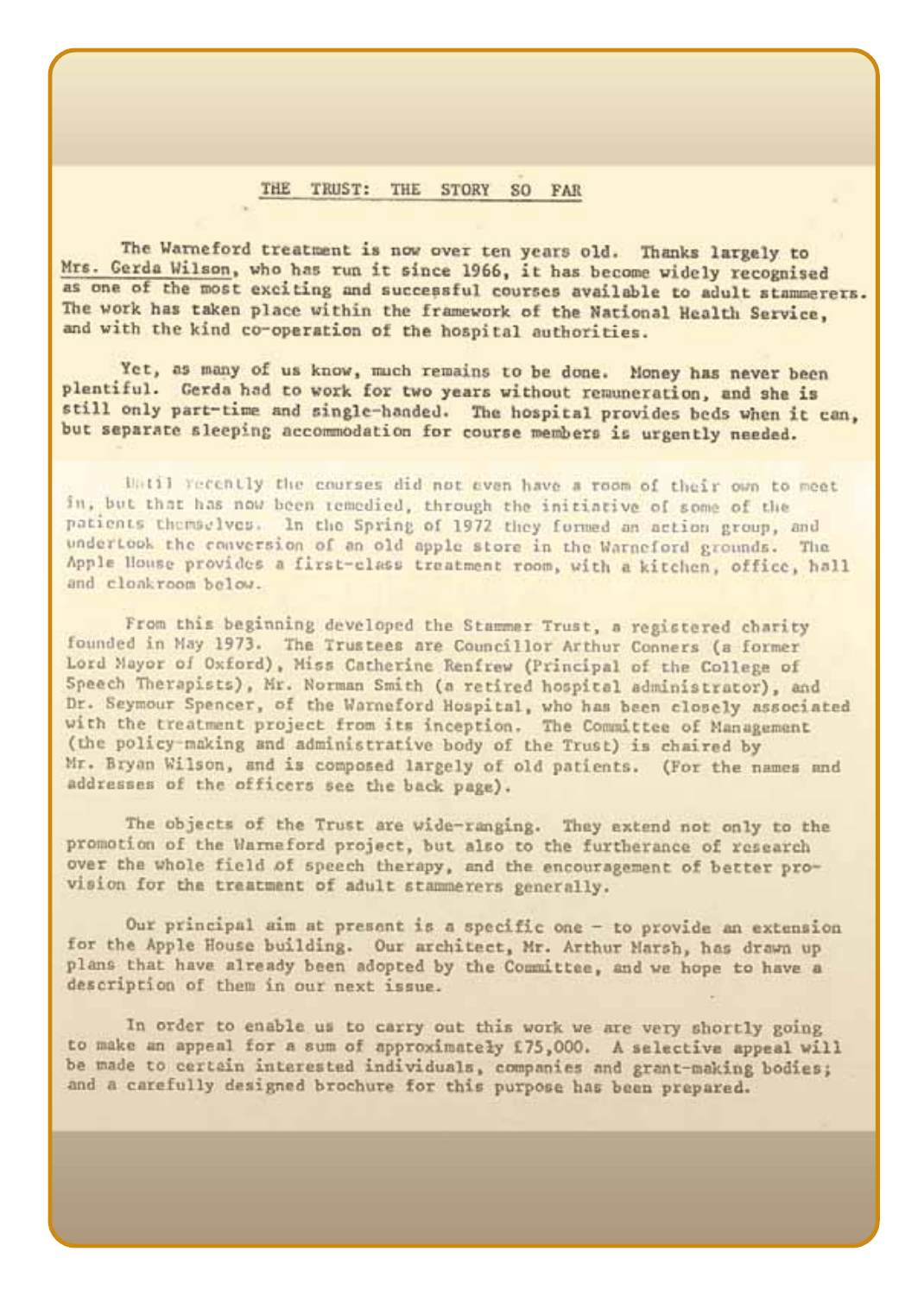## THE TRUST: THE STORY SO FAR

The Warneford treatment is now over ten years old. Thanks largely to Mrs. Gerda Wilson, who has run it since 1966, it has become widely recognised as one of the most exciting and successful courses available to adult stammerers. The work has taken place within the framework of the National Health Service, and with the kind co-operation of the hospital authorities.

Yet, as many of us know, much remains to be done. Money has never been plentiful. Gerda had to work for two years without remuneration, and she is still only part-time and single-handed. The hospital provides beds when it can, but separate sleeping accommodation for course members is urgently needed.

Until recently the courses did not even have a room of their own to meet in, but that has now been remedied, through the initiative of some of the patients themselves. In the Spring of 1972 they formed an action group, and undertook the conversion of an old apple store in the Warneford grounds. The Apple House provides a first-class treatment room, with a kitchen, office, hall and cloakroom below.

From this beginning developed the Stammer Trust, a registered charity founded in May 1973. The Trustees are Councillor Arthur Conners (a former Lord Mayor of Oxford), Miss Catherine Renfrew (Principal of the College of Speech Therapists), Mr. Norman Smith (a retired hospital administrator), and Dr. Seymour Spencer, of the Warneford Hospital, who has been closely associated with the treatment project from its inception. The Committee of Management (the policy-making and administrative body of the Trust) is chaired by Mr. Bryan Wilson, and is composed largely of old patients. (For the names and addresses of the officers see the back page).

The objects of the Trust are wide-ranging. They extend not only to the promotion of the Warneford project, but also to the furtherance of research over the whole field of speech therapy, and the encouragement of better provision for the treatment of adult stammerers generally.

Our principal aim at present is a specific one – to provide an extension for the Apple House building. Our architect, Mr. Arthur Marsh, has drawn up plans that have already been adopted by the Committee, and we hope to have a description of them in our next issue.

In order to enable us to carry out this work we are very shortly going to make an appeal for a sum of approximately £75,000. A selective appeal will be made to certain interested individuals, companies and grant-making bodies; and a carefully designed brochure for this purpose has been prepared.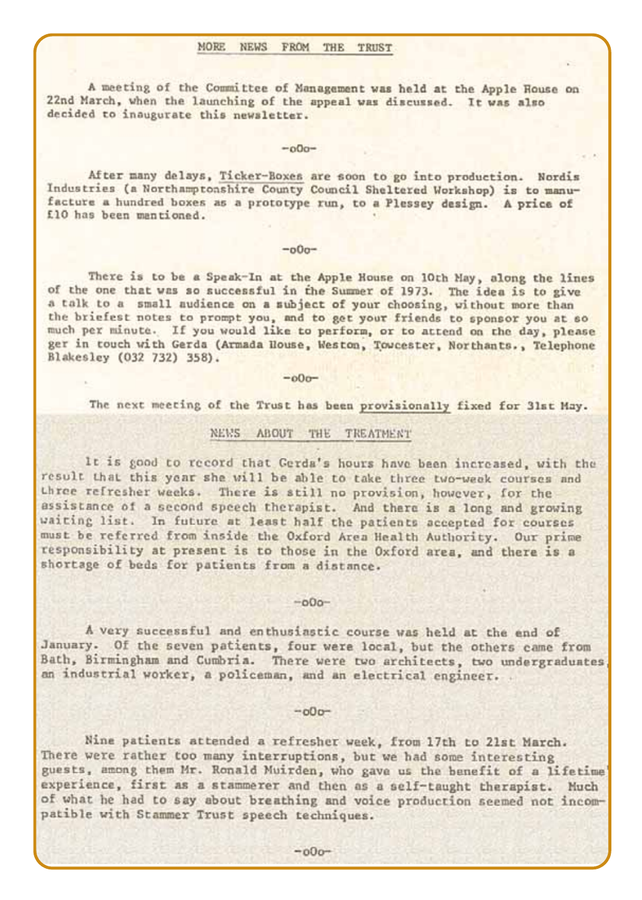## MORE NEWS FROM THE TRUST

A meeting of the Committee of Management was held at the Apple House on 22nd March, when the launching of the appeal was discussed. It was also decided to inaugurate this newsletter.

-oOo-

After many delays, Ticker-Boxes are soon to go into production. Nordis Industries (a Northamptonshire County Council Sheltered Workshop) is to manufacture a hundred boxes as a prototype run, to a Plessey design. A price of £10 has been mentioned.

-oOo-

There is to be a Speak-In at the Apple House on 10th May, along the lines of the one that was so successful in the Summer of 1973. The idea is to give a talk to a small audience on a subject of your choosing, without more than the briefest notes to prompt you, and to get your friends to sponsor you at so much per minute. If you would like to perform, or to attend on the day, please ger in touch with Gerda (Armada House, Weston, Towcester, Northants., Telephone Blakesley (032 732) 358).

-oOo-

The next meeting of the Trust has been provisionally fixed for 31st May.

## NEWS ABOUT THE TREATMENT

It is good to record that Gerda's hours have been increased, with the result that this year she will be able to take three two-week courses and three refresher weeks. There is still no provision, however, for the assistance of a second speech therapist. And there is a long and growing waiting list. In future at least half the patients accepted for courses must be referred from inside the Oxford Area Health Authority. Our prime responsibility at present is to those in the Oxford area, and there is a shortage of beds for patients from a distance.

-oOo-

A very successful and enthusiastic course was held at the end of January. Of the seven patients, four were local, but the others came from Bath, Birmingham and Cumbria. There were two architects, two undergraduates, an industrial worker, a policeman, and an electrical engineer.

-oOo-

Nine patients attended a refresher week, from 17th to 21st March. There were rather too many interruptions, but we had some interesting guests, among them Mr. Ronald Muirden, who gave us the benefit of a lifetime' experience, first as a stammerer and then as a self-taught therapist. Much of what he had to say about breathing and voice production seemed not incompatible with Stammer Trust speech techniques.

-oOo-